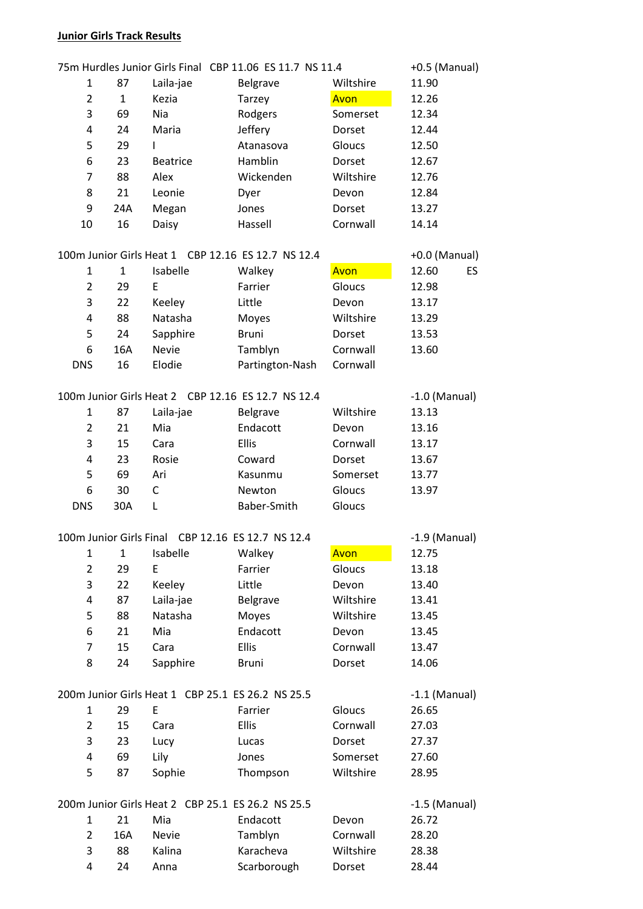**Junior Girls Track Results**

**75m Hurdles Junior Girls Final** CBP 11.06 ES 11.7 NS 11.4 — +0.5 (Manual)

| Pos | No | First Name | Surname | County | Time | |
|---|---|---|---|---|---|---|
| 1 | 87 | Laila-jae | Belgrave | Wiltshire | 11.90 | |
| 2 | 1 | Kezia | Tarzey | Avon | 12.26 | |
| 3 | 69 | Nia | Rodgers | Somerset | 12.34 | |
| 4 | 24 | Maria | Jeffery | Dorset | 12.44 | |
| 5 | 29 | I | Atanasova | Gloucs | 12.50 | |
| 6 | 23 | Beatrice | Hamblin | Dorset | 12.67 | |
| 7 | 88 | Alex | Wickenden | Wiltshire | 12.76 | |
| 8 | 21 | Leonie | Dyer | Devon | 12.84 | |
| 9 | 24A | Megan | Jones | Dorset | 13.27 | |
| 10 | 16 | Daisy | Hassell | Cornwall | 14.14 | |

**100m Junior Girls Heat 1** CBP 12.16 ES 12.7 NS 12.4 — +0.0 (Manual)

| Pos | No | First Name | Surname | County | Time | |
|---|---|---|---|---|---|---|
| 1 | 1 | Isabelle | Walkey | Avon | 12.60 | ES |
| 2 | 29 | E | Farrier | Gloucs | 12.98 | |
| 3 | 22 | Keeley | Little | Devon | 13.17 | |
| 4 | 88 | Natasha | Moyes | Wiltshire | 13.29 | |
| 5 | 24 | Sapphire | Bruni | Dorset | 13.53 | |
| 6 | 16A | Nevie | Tamblyn | Cornwall | 13.60 | |
| DNS | 16 | Elodie | Partington-Nash | Cornwall | | |

**100m Junior Girls Heat 2** CBP 12.16 ES 12.7 NS 12.4 — -1.0 (Manual)

| Pos | No | First Name | Surname | County | Time |
|---|---|---|---|---|---|
| 1 | 87 | Laila-jae | Belgrave | Wiltshire | 13.13 |
| 2 | 21 | Mia | Endacott | Devon | 13.16 |
| 3 | 15 | Cara | Ellis | Cornwall | 13.17 |
| 4 | 23 | Rosie | Coward | Dorset | 13.67 |
| 5 | 69 | Ari | Kasunmu | Somerset | 13.77 |
| 6 | 30 | C | Newton | Gloucs | 13.97 |
| DNS | 30A | L | Baber-Smith | Gloucs | |

**100m Junior Girls Final** CBP 12.16 ES 12.7 NS 12.4 — -1.9 (Manual)

| Pos | No | First Name | Surname | County | Time |
|---|---|---|---|---|---|
| 1 | 1 | Isabelle | Walkey | Avon | 12.75 |
| 2 | 29 | E | Farrier | Gloucs | 13.18 |
| 3 | 22 | Keeley | Little | Devon | 13.40 |
| 4 | 87 | Laila-jae | Belgrave | Wiltshire | 13.41 |
| 5 | 88 | Natasha | Moyes | Wiltshire | 13.45 |
| 6 | 21 | Mia | Endacott | Devon | 13.45 |
| 7 | 15 | Cara | Ellis | Cornwall | 13.47 |
| 8 | 24 | Sapphire | Bruni | Dorset | 14.06 |

**200m Junior Girls Heat 1** CBP 25.1 ES 26.2 NS 25.5 — -1.1 (Manual)

| Pos | No | First Name | Surname | County | Time |
|---|---|---|---|---|---|
| 1 | 29 | E | Farrier | Gloucs | 26.65 |
| 2 | 15 | Cara | Ellis | Cornwall | 27.03 |
| 3 | 23 | Lucy | Lucas | Dorset | 27.37 |
| 4 | 69 | Lily | Jones | Somerset | 27.60 |
| 5 | 87 | Sophie | Thompson | Wiltshire | 28.95 |

**200m Junior Girls Heat 2** CBP 25.1 ES 26.2 NS 25.5 — -1.5 (Manual)

| Pos | No | First Name | Surname | County | Time |
|---|---|---|---|---|---|
| 1 | 21 | Mia | Endacott | Devon | 26.72 |
| 2 | 16A | Nevie | Tamblyn | Cornwall | 28.20 |
| 3 | 88 | Kalina | Karacheva | Wiltshire | 28.38 |
| 4 | 24 | Anna | Scarborough | Dorset | 28.44 |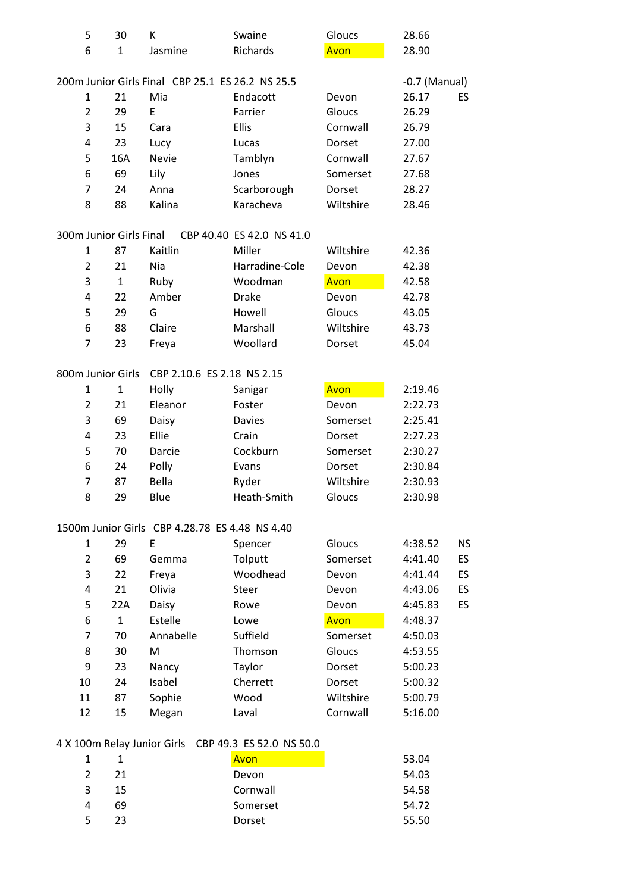| | | | | | | |
|---|---|---|---|---|---|---|
| 5 | 30 | K | Swaine | Gloucs | 28.66 | |
| 6 | 1 | Jasmine | Richards | Avon | 28.90 | |

200m Junior Girls Final CBP 25.1 ES 26.2 NS 25.5 -0.7 (Manual)

| | | | | | | |
|---|---|---|---|---|---|---|
| 1 | 21 | Mia | Endacott | Devon | 26.17 | ES |
| 2 | 29 | E | Farrier | Gloucs | 26.29 | |
| 3 | 15 | Cara | Ellis | Cornwall | 26.79 | |
| 4 | 23 | Lucy | Lucas | Dorset | 27.00 | |
| 5 | 16A | Nevie | Tamblyn | Cornwall | 27.67 | |
| 6 | 69 | Lily | Jones | Somerset | 27.68 | |
| 7 | 24 | Anna | Scarborough | Dorset | 28.27 | |
| 8 | 88 | Kalina | Karacheva | Wiltshire | 28.46 | |

300m Junior Girls Final CBP 40.40 ES 42.0 NS 41.0

| | | | | | |
|---|---|---|---|---|---|
| 1 | 87 | Kaitlin | Miller | Wiltshire | 42.36 |
| 2 | 21 | Nia | Harradine-Cole | Devon | 42.38 |
| 3 | 1 | Ruby | Woodman | Avon | 42.58 |
| 4 | 22 | Amber | Drake | Devon | 42.78 |
| 5 | 29 | G | Howell | Gloucs | 43.05 |
| 6 | 88 | Claire | Marshall | Wiltshire | 43.73 |
| 7 | 23 | Freya | Woollard | Dorset | 45.04 |

800m Junior Girls CBP 2.10.6 ES 2.18 NS 2.15

| | | | | | |
|---|---|---|---|---|---|
| 1 | 1 | Holly | Sanigar | Avon | 2:19.46 |
| 2 | 21 | Eleanor | Foster | Devon | 2:22.73 |
| 3 | 69 | Daisy | Davies | Somerset | 2:25.41 |
| 4 | 23 | Ellie | Crain | Dorset | 2:27.23 |
| 5 | 70 | Darcie | Cockburn | Somerset | 2:30.27 |
| 6 | 24 | Polly | Evans | Dorset | 2:30.84 |
| 7 | 87 | Bella | Ryder | Wiltshire | 2:30.93 |
| 8 | 29 | Blue | Heath-Smith | Gloucs | 2:30.98 |

1500m Junior Girls CBP 4.28.78 ES 4.48 NS 4.40

| | | | | | | |
|---|---|---|---|---|---|---|
| 1 | 29 | E | Spencer | Gloucs | 4:38.52 | NS |
| 2 | 69 | Gemma | Tolputt | Somerset | 4:41.40 | ES |
| 3 | 22 | Freya | Woodhead | Devon | 4:41.44 | ES |
| 4 | 21 | Olivia | Steer | Devon | 4:43.06 | ES |
| 5 | 22A | Daisy | Rowe | Devon | 4:45.83 | ES |
| 6 | 1 | Estelle | Lowe | Avon | 4:48.37 | |
| 7 | 70 | Annabelle | Suffield | Somerset | 4:50.03 | |
| 8 | 30 | M | Thomson | Gloucs | 4:53.55 | |
| 9 | 23 | Nancy | Taylor | Dorset | 5:00.23 | |
| 10 | 24 | Isabel | Cherrett | Dorset | 5:00.32 | |
| 11 | 87 | Sophie | Wood | Wiltshire | 5:00.79 | |
| 12 | 15 | Megan | Laval | Cornwall | 5:16.00 | |

4 X 100m Relay Junior Girls CBP 49.3 ES 52.0 NS 50.0

| | | | |
|---|---|---|---|
| 1 | 1 | Avon | 53.04 |
| 2 | 21 | Devon | 54.03 |
| 3 | 15 | Cornwall | 54.58 |
| 4 | 69 | Somerset | 54.72 |
| 5 | 23 | Dorset | 55.50 |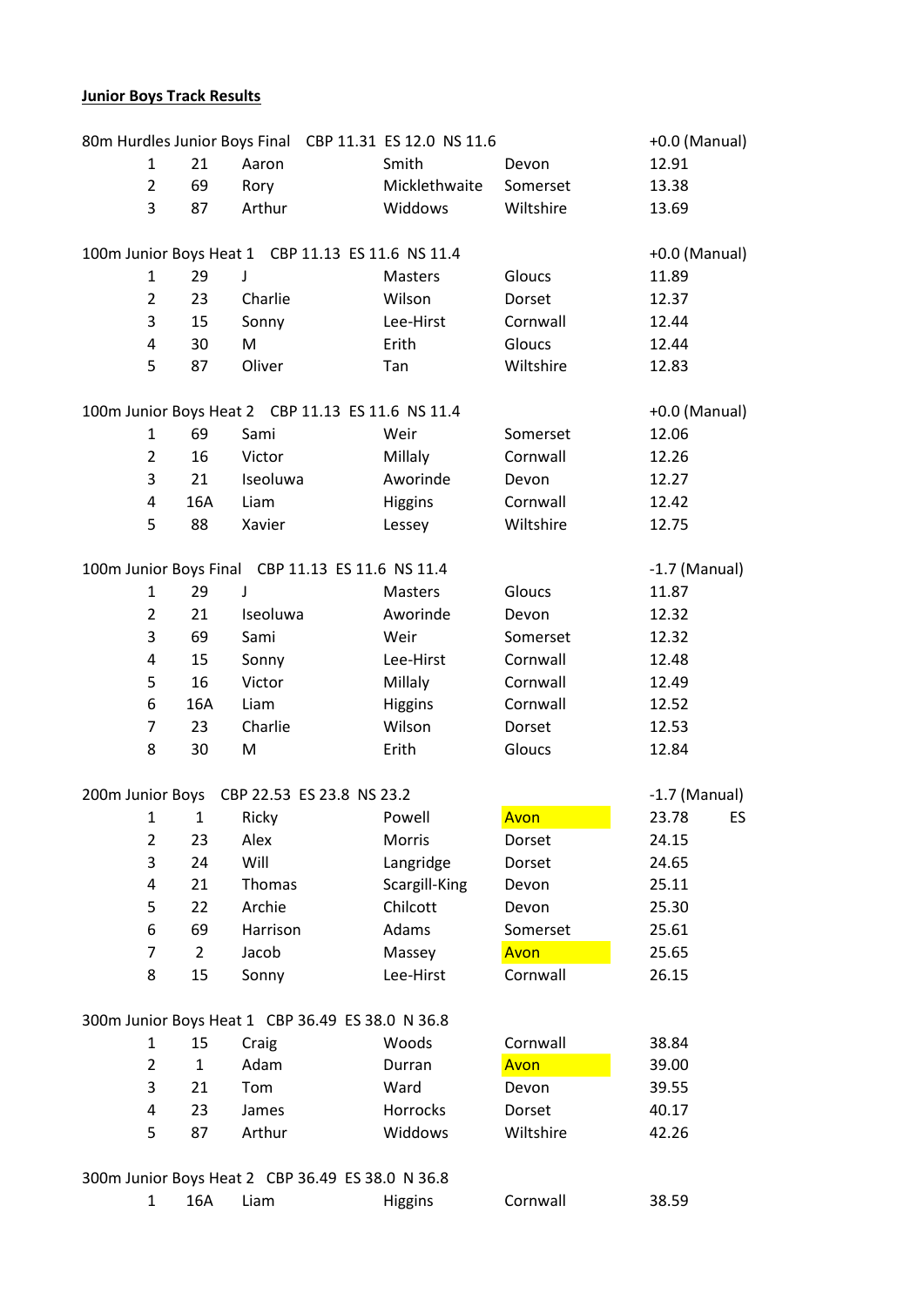**Junior Boys Track Results**

80m Hurdles Junior Boys Final   CBP 11.31  ES 12.0  NS 11.6   +0.0 (Manual)

| Pos | No. | First Name | Surname | County | Time | |
|---|---|---|---|---|---|---|
| 1 | 21 | Aaron | Smith | Devon | 12.91 | |
| 2 | 69 | Rory | Micklethwaite | Somerset | 13.38 | |
| 3 | 87 | Arthur | Widdows | Wiltshire | 13.69 | |

100m Junior Boys Heat 1   CBP 11.13  ES 11.6  NS 11.4   +0.0 (Manual)

| Pos | No. | First Name | Surname | County | Time | |
|---|---|---|---|---|---|---|
| 1 | 29 | J | Masters | Gloucs | 11.89 | |
| 2 | 23 | Charlie | Wilson | Dorset | 12.37 | |
| 3 | 15 | Sonny | Lee-Hirst | Cornwall | 12.44 | |
| 4 | 30 | M | Erith | Gloucs | 12.44 | |
| 5 | 87 | Oliver | Tan | Wiltshire | 12.83 | |

100m Junior Boys Heat 2   CBP 11.13  ES 11.6  NS 11.4   +0.0 (Manual)

| Pos | No. | First Name | Surname | County | Time | |
|---|---|---|---|---|---|---|
| 1 | 69 | Sami | Weir | Somerset | 12.06 | |
| 2 | 16 | Victor | Millaly | Cornwall | 12.26 | |
| 3 | 21 | Iseoluwa | Aworinde | Devon | 12.27 | |
| 4 | 16A | Liam | Higgins | Cornwall | 12.42 | |
| 5 | 88 | Xavier | Lessey | Wiltshire | 12.75 | |

100m Junior Boys Final   CBP 11.13  ES 11.6  NS 11.4   -1.7 (Manual)

| Pos | No. | First Name | Surname | County | Time | |
|---|---|---|---|---|---|---|
| 1 | 29 | J | Masters | Gloucs | 11.87 | |
| 2 | 21 | Iseoluwa | Aworinde | Devon | 12.32 | |
| 3 | 69 | Sami | Weir | Somerset | 12.32 | |
| 4 | 15 | Sonny | Lee-Hirst | Cornwall | 12.48 | |
| 5 | 16 | Victor | Millaly | Cornwall | 12.49 | |
| 6 | 16A | Liam | Higgins | Cornwall | 12.52 | |
| 7 | 23 | Charlie | Wilson | Dorset | 12.53 | |
| 8 | 30 | M | Erith | Gloucs | 12.84 | |

200m Junior Boys   CBP 22.53  ES 23.8  NS 23.2   -1.7 (Manual)

| Pos | No. | First Name | Surname | County | Time | |
|---|---|---|---|---|---|---|
| 1 | 1 | Ricky | Powell | Avon | 23.78 | ES |
| 2 | 23 | Alex | Morris | Dorset | 24.15 | |
| 3 | 24 | Will | Langridge | Dorset | 24.65 | |
| 4 | 21 | Thomas | Scargill-King | Devon | 25.11 | |
| 5 | 22 | Archie | Chilcott | Devon | 25.30 | |
| 6 | 69 | Harrison | Adams | Somerset | 25.61 | |
| 7 | 2 | Jacob | Massey | Avon | 25.65 | |
| 8 | 15 | Sonny | Lee-Hirst | Cornwall | 26.15 | |

300m Junior Boys Heat 1   CBP 36.49  ES 38.0  N 36.8

| Pos | No. | First Name | Surname | County | Time | |
|---|---|---|---|---|---|---|
| 1 | 15 | Craig | Woods | Cornwall | 38.84 | |
| 2 | 1 | Adam | Durran | Avon | 39.00 | |
| 3 | 21 | Tom | Ward | Devon | 39.55 | |
| 4 | 23 | James | Horrocks | Dorset | 40.17 | |
| 5 | 87 | Arthur | Widdows | Wiltshire | 42.26 | |

300m Junior Boys Heat 2   CBP 36.49  ES 38.0  N 36.8

| Pos | No. | First Name | Surname | County | Time | |
|---|---|---|---|---|---|---|
| 1 | 16A | Liam | Higgins | Cornwall | 38.59 | |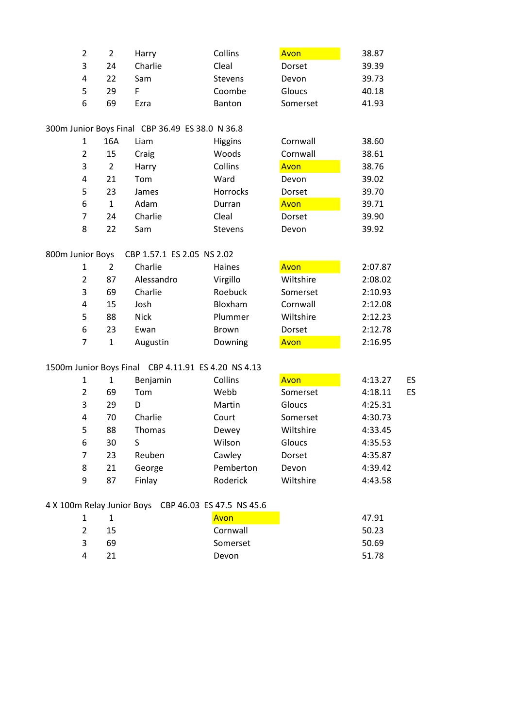| | | | | | |
|---|---|---|---|---|---|
| 2 | 2 | Harry | Collins | Avon | 38.87 |
| 3 | 24 | Charlie | Cleal | Dorset | 39.39 |
| 4 | 22 | Sam | Stevens | Devon | 39.73 |
| 5 | 29 | F | Coombe | Gloucs | 40.18 |
| 6 | 69 | Ezra | Banton | Somerset | 41.93 |

300m Junior Boys Final CBP 36.49 ES 38.0 N 36.8

| | | | | | |
|---|---|---|---|---|---|
| 1 | 16A | Liam | Higgins | Cornwall | 38.60 |
| 2 | 15 | Craig | Woods | Cornwall | 38.61 |
| 3 | 2 | Harry | Collins | Avon | 38.76 |
| 4 | 21 | Tom | Ward | Devon | 39.02 |
| 5 | 23 | James | Horrocks | Dorset | 39.70 |
| 6 | 1 | Adam | Durran | Avon | 39.71 |
| 7 | 24 | Charlie | Cleal | Dorset | 39.90 |
| 8 | 22 | Sam | Stevens | Devon | 39.92 |

800m Junior Boys CBP 1.57.1 ES 2.05 NS 2.02

| | | | | | |
|---|---|---|---|---|---|
| 1 | 2 | Charlie | Haines | Avon | 2:07.87 |
| 2 | 87 | Alessandro | Virgillo | Wiltshire | 2:08.02 |
| 3 | 69 | Charlie | Roebuck | Somerset | 2:10.93 |
| 4 | 15 | Josh | Bloxham | Cornwall | 2:12.08 |
| 5 | 88 | Nick | Plummer | Wiltshire | 2:12.23 |
| 6 | 23 | Ewan | Brown | Dorset | 2:12.78 |
| 7 | 1 | Augustin | Downing | Avon | 2:16.95 |

1500m Junior Boys Final CBP 4.11.91 ES 4.20 NS 4.13

| | | | | | | |
|---|---|---|---|---|---|---|
| 1 | 1 | Benjamin | Collins | Avon | 4:13.27 | ES |
| 2 | 69 | Tom | Webb | Somerset | 4:18.11 | ES |
| 3 | 29 | D | Martin | Gloucs | 4:25.31 | |
| 4 | 70 | Charlie | Court | Somerset | 4:30.73 | |
| 5 | 88 | Thomas | Dewey | Wiltshire | 4:33.45 | |
| 6 | 30 | S | Wilson | Gloucs | 4:35.53 | |
| 7 | 23 | Reuben | Cawley | Dorset | 4:35.87 | |
| 8 | 21 | George | Pemberton | Devon | 4:39.42 | |
| 9 | 87 | Finlay | Roderick | Wiltshire | 4:43.58 | |

4 X 100m Relay Junior Boys CBP 46.03 ES 47.5 NS 45.6

| | | | |
|---|---|---|---|
| 1 | 1 | Avon | 47.91 |
| 2 | 15 | Cornwall | 50.23 |
| 3 | 69 | Somerset | 50.69 |
| 4 | 21 | Devon | 51.78 |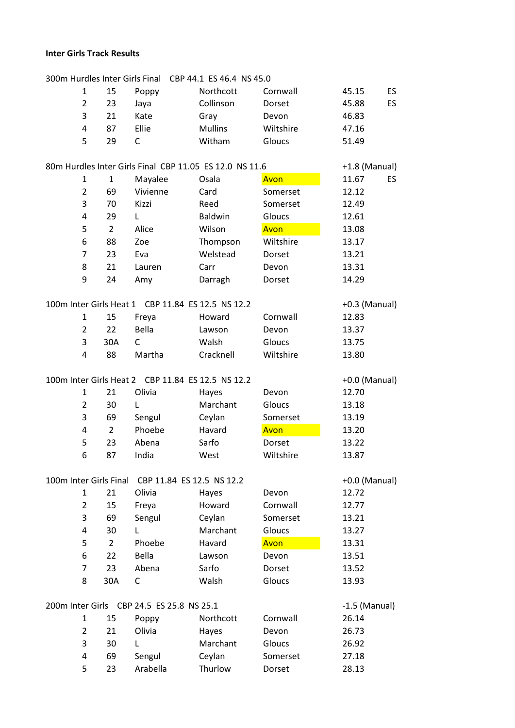**Inter Girls Track Results**

300m Hurdles Inter Girls Final CBP 44.1 ES 46.4 NS 45.0

| Pos | No | First Name | Surname | County | Time | |
|---|---|---|---|---|---|---|
| 1 | 15 | Poppy | Northcott | Cornwall | 45.15 | ES |
| 2 | 23 | Jaya | Collinson | Dorset | 45.88 | ES |
| 3 | 21 | Kate | Gray | Devon | 46.83 | |
| 4 | 87 | Ellie | Mullins | Wiltshire | 47.16 | |
| 5 | 29 | C | Witham | Gloucs | 51.49 | |

80m Hurdles Inter Girls Final CBP 11.05 ES 12.0 NS 11.6 +1.8 (Manual)

| Pos | No | First Name | Surname | County | Time | |
|---|---|---|---|---|---|---|
| 1 | 1 | Mayalee | Osala | Avon | 11.67 | ES |
| 2 | 69 | Vivienne | Card | Somerset | 12.12 | |
| 3 | 70 | Kizzi | Reed | Somerset | 12.49 | |
| 4 | 29 | L | Baldwin | Gloucs | 12.61 | |
| 5 | 2 | Alice | Wilson | Avon | 13.08 | |
| 6 | 88 | Zoe | Thompson | Wiltshire | 13.17 | |
| 7 | 23 | Eva | Welstead | Dorset | 13.21 | |
| 8 | 21 | Lauren | Carr | Devon | 13.31 | |
| 9 | 24 | Amy | Darragh | Dorset | 14.29 | |

100m Inter Girls Heat 1 CBP 11.84 ES 12.5 NS 12.2 +0.3 (Manual)

| Pos | No | First Name | Surname | County | Time |
|---|---|---|---|---|---|
| 1 | 15 | Freya | Howard | Cornwall | 12.83 |
| 2 | 22 | Bella | Lawson | Devon | 13.37 |
| 3 | 30A | C | Walsh | Gloucs | 13.75 |
| 4 | 88 | Martha | Cracknell | Wiltshire | 13.80 |

100m Inter Girls Heat 2 CBP 11.84 ES 12.5 NS 12.2 +0.0 (Manual)

| Pos | No | First Name | Surname | County | Time |
|---|---|---|---|---|---|
| 1 | 21 | Olivia | Hayes | Devon | 12.70 |
| 2 | 30 | L | Marchant | Gloucs | 13.18 |
| 3 | 69 | Sengul | Ceylan | Somerset | 13.19 |
| 4 | 2 | Phoebe | Havard | Avon | 13.20 |
| 5 | 23 | Abena | Sarfo | Dorset | 13.22 |
| 6 | 87 | India | West | Wiltshire | 13.87 |

100m Inter Girls Final CBP 11.84 ES 12.5 NS 12.2 +0.0 (Manual)

| Pos | No | First Name | Surname | County | Time |
|---|---|---|---|---|---|
| 1 | 21 | Olivia | Hayes | Devon | 12.72 |
| 2 | 15 | Freya | Howard | Cornwall | 12.77 |
| 3 | 69 | Sengul | Ceylan | Somerset | 13.21 |
| 4 | 30 | L | Marchant | Gloucs | 13.27 |
| 5 | 2 | Phoebe | Havard | Avon | 13.31 |
| 6 | 22 | Bella | Lawson | Devon | 13.51 |
| 7 | 23 | Abena | Sarfo | Dorset | 13.52 |
| 8 | 30A | C | Walsh | Gloucs | 13.93 |

200m Inter Girls CBP 24.5 ES 25.8 NS 25.1 -1.5 (Manual)

| Pos | No | First Name | Surname | County | Time |
|---|---|---|---|---|---|
| 1 | 15 | Poppy | Northcott | Cornwall | 26.14 |
| 2 | 21 | Olivia | Hayes | Devon | 26.73 |
| 3 | 30 | L | Marchant | Gloucs | 26.92 |
| 4 | 69 | Sengul | Ceylan | Somerset | 27.18 |
| 5 | 23 | Arabella | Thurlow | Dorset | 28.13 |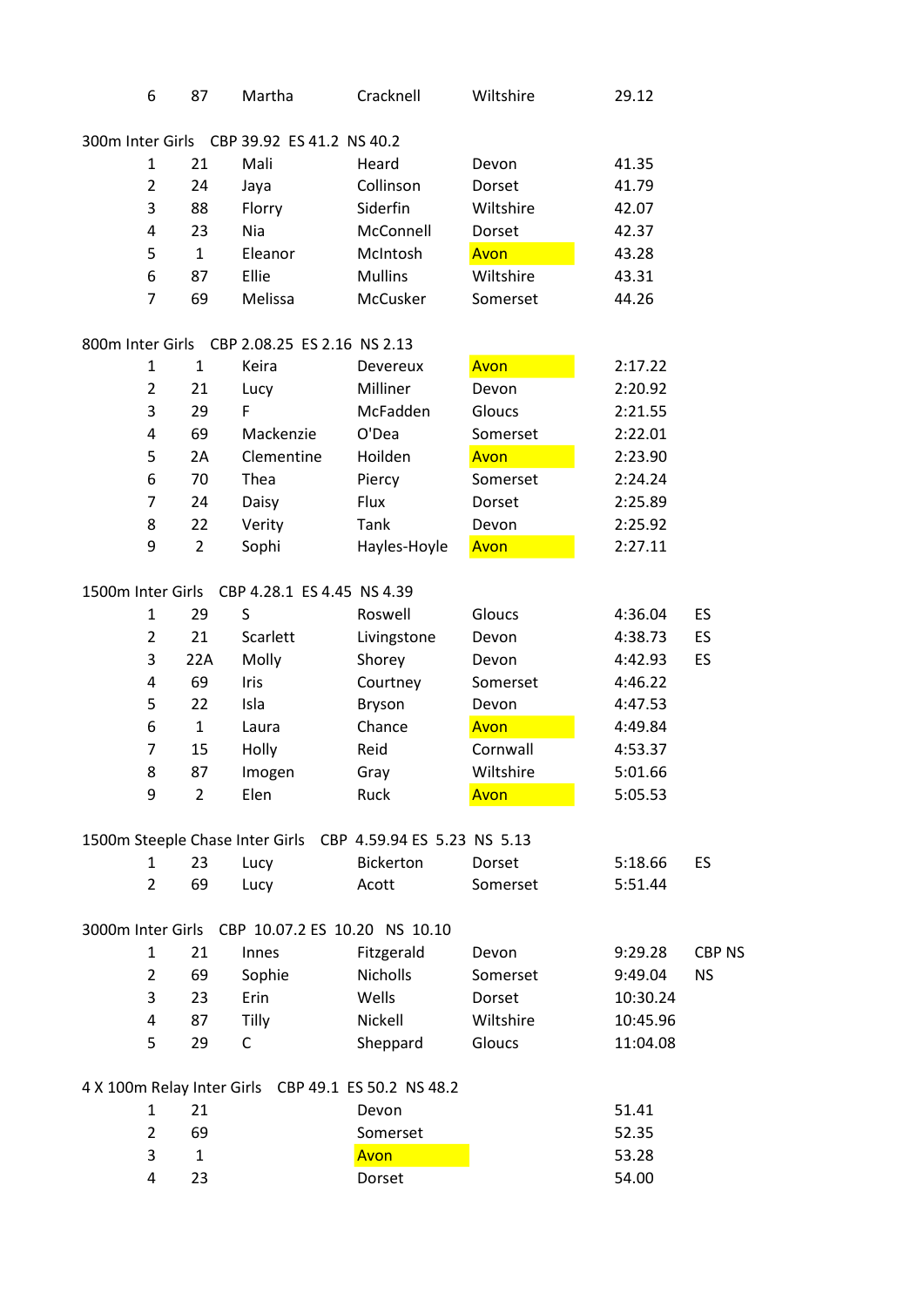| 6 | 87 | Martha | Cracknell | Wiltshire | 29.12 | |
|---|---|---|---|---|---|---|

300m Inter Girls CBP 39.92 ES 41.2 NS 40.2

| | | | | | | |
|---|---|---|---|---|---|---|
| 1 | 21 | Mali | Heard | Devon | 41.35 | |
| 2 | 24 | Jaya | Collinson | Dorset | 41.79 | |
| 3 | 88 | Florry | Siderfin | Wiltshire | 42.07 | |
| 4 | 23 | Nia | McConnell | Dorset | 42.37 | |
| 5 | 1 | Eleanor | McIntosh | Avon | 43.28 | |
| 6 | 87 | Ellie | Mullins | Wiltshire | 43.31 | |
| 7 | 69 | Melissa | McCusker | Somerset | 44.26 | |

800m Inter Girls CBP 2.08.25 ES 2.16 NS 2.13

| | | | | | | |
|---|---|---|---|---|---|---|
| 1 | 1 | Keira | Devereux | Avon | 2:17.22 | |
| 2 | 21 | Lucy | Milliner | Devon | 2:20.92 | |
| 3 | 29 | F | McFadden | Gloucs | 2:21.55 | |
| 4 | 69 | Mackenzie | O'Dea | Somerset | 2:22.01 | |
| 5 | 2A | Clementine | Hoilden | Avon | 2:23.90 | |
| 6 | 70 | Thea | Piercy | Somerset | 2:24.24 | |
| 7 | 24 | Daisy | Flux | Dorset | 2:25.89 | |
| 8 | 22 | Verity | Tank | Devon | 2:25.92 | |
| 9 | 2 | Sophi | Hayles-Hoyle | Avon | 2:27.11 | |

1500m Inter Girls CBP 4.28.1 ES 4.45 NS 4.39

| | | | | | | |
|---|---|---|---|---|---|---|
| 1 | 29 | S | Roswell | Gloucs | 4:36.04 | ES |
| 2 | 21 | Scarlett | Livingstone | Devon | 4:38.73 | ES |
| 3 | 22A | Molly | Shorey | Devon | 4:42.93 | ES |
| 4 | 69 | Iris | Courtney | Somerset | 4:46.22 | |
| 5 | 22 | Isla | Bryson | Devon | 4:47.53 | |
| 6 | 1 | Laura | Chance | Avon | 4:49.84 | |
| 7 | 15 | Holly | Reid | Cornwall | 4:53.37 | |
| 8 | 87 | Imogen | Gray | Wiltshire | 5:01.66 | |
| 9 | 2 | Elen | Ruck | Avon | 5:05.53 | |

1500m Steeple Chase Inter Girls CBP 4.59.94 ES 5.23 NS 5.13

| | | | | | | |
|---|---|---|---|---|---|---|
| 1 | 23 | Lucy | Bickerton | Dorset | 5:18.66 | ES |
| 2 | 69 | Lucy | Acott | Somerset | 5:51.44 | |

3000m Inter Girls CBP 10.07.2 ES 10.20 NS 10.10

| | | | | | | |
|---|---|---|---|---|---|---|
| 1 | 21 | Innes | Fitzgerald | Devon | 9:29.28 | CBP NS |
| 2 | 69 | Sophie | Nicholls | Somerset | 9:49.04 | NS |
| 3 | 23 | Erin | Wells | Dorset | 10:30.24 | |
| 4 | 87 | Tilly | Nickell | Wiltshire | 10:45.96 | |
| 5 | 29 | C | Sheppard | Gloucs | 11:04.08 | |

4 X 100m Relay Inter Girls CBP 49.1 ES 50.2 NS 48.2

| | | | |
|---|---|---|---|
| 1 | 21 | Devon | 51.41 |
| 2 | 69 | Somerset | 52.35 |
| 3 | 1 | Avon | 53.28 |
| 4 | 23 | Dorset | 54.00 |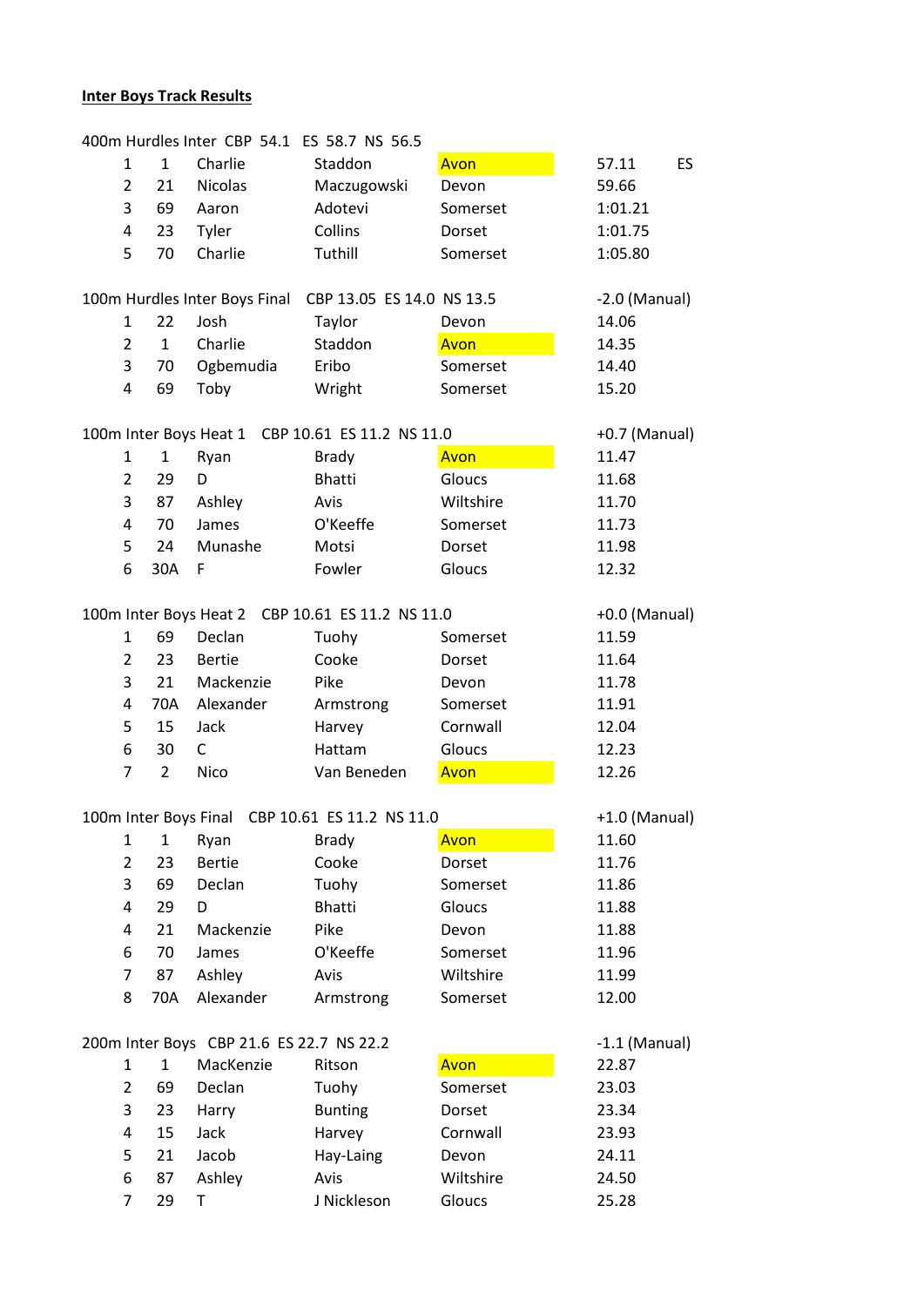**Inter Boys Track Results**

400m Hurdles Inter CBP 54.1 ES 58.7 NS 56.5

| | | | | | | |
|---|---|---|---|---|---|---|
| 1 | 1 | Charlie | Staddon | Avon | 57.11 | ES |
| 2 | 21 | Nicolas | Maczugowski | Devon | 59.66 | |
| 3 | 69 | Aaron | Adotevi | Somerset | 1:01.21 | |
| 4 | 23 | Tyler | Collins | Dorset | 1:01.75 | |
| 5 | 70 | Charlie | Tuthill | Somerset | 1:05.80 | |

100m Hurdles Inter Boys Final CBP 13.05 ES 14.0 NS 13.5 — -2.0 (Manual)

| | | | | | |
|---|---|---|---|---|---|
| 1 | 22 | Josh | Taylor | Devon | 14.06 |
| 2 | 1 | Charlie | Staddon | Avon | 14.35 |
| 3 | 70 | Ogbemudia | Eribo | Somerset | 14.40 |
| 4 | 69 | Toby | Wright | Somerset | 15.20 |

100m Inter Boys Heat 1 CBP 10.61 ES 11.2 NS 11.0 — +0.7 (Manual)

| | | | | | |
|---|---|---|---|---|---|
| 1 | 1 | Ryan | Brady | Avon | 11.47 |
| 2 | 29 | D | Bhatti | Gloucs | 11.68 |
| 3 | 87 | Ashley | Avis | Wiltshire | 11.70 |
| 4 | 70 | James | O'Keeffe | Somerset | 11.73 |
| 5 | 24 | Munashe | Motsi | Dorset | 11.98 |
| 6 | 30A | F | Fowler | Gloucs | 12.32 |

100m Inter Boys Heat 2 CBP 10.61 ES 11.2 NS 11.0 — +0.0 (Manual)

| | | | | | |
|---|---|---|---|---|---|
| 1 | 69 | Declan | Tuohy | Somerset | 11.59 |
| 2 | 23 | Bertie | Cooke | Dorset | 11.64 |
| 3 | 21 | Mackenzie | Pike | Devon | 11.78 |
| 4 | 70A | Alexander | Armstrong | Somerset | 11.91 |
| 5 | 15 | Jack | Harvey | Cornwall | 12.04 |
| 6 | 30 | C | Hattam | Gloucs | 12.23 |
| 7 | 2 | Nico | Van Beneden | Avon | 12.26 |

100m Inter Boys Final CBP 10.61 ES 11.2 NS 11.0 — +1.0 (Manual)

| | | | | | |
|---|---|---|---|---|---|
| 1 | 1 | Ryan | Brady | Avon | 11.60 |
| 2 | 23 | Bertie | Cooke | Dorset | 11.76 |
| 3 | 69 | Declan | Tuohy | Somerset | 11.86 |
| 4 | 29 | D | Bhatti | Gloucs | 11.88 |
| 4 | 21 | Mackenzie | Pike | Devon | 11.88 |
| 6 | 70 | James | O'Keeffe | Somerset | 11.96 |
| 7 | 87 | Ashley | Avis | Wiltshire | 11.99 |
| 8 | 70A | Alexander | Armstrong | Somerset | 12.00 |

200m Inter Boys CBP 21.6 ES 22.7 NS 22.2 — -1.1 (Manual)

| | | | | | |
|---|---|---|---|---|---|
| 1 | 1 | MacKenzie | Ritson | Avon | 22.87 |
| 2 | 69 | Declan | Tuohy | Somerset | 23.03 |
| 3 | 23 | Harry | Bunting | Dorset | 23.34 |
| 4 | 15 | Jack | Harvey | Cornwall | 23.93 |
| 5 | 21 | Jacob | Hay-Laing | Devon | 24.11 |
| 6 | 87 | Ashley | Avis | Wiltshire | 24.50 |
| 7 | 29 | T | J Nickleson | Gloucs | 25.28 |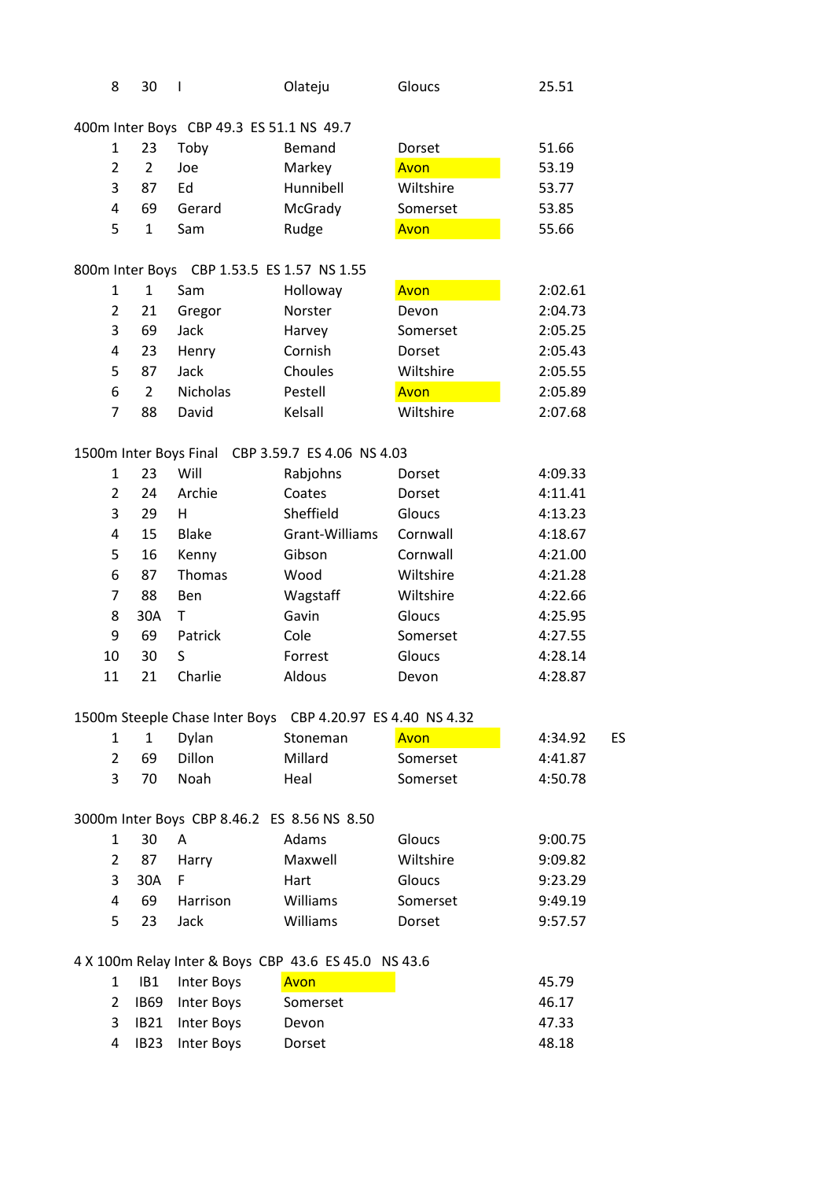| 8 | 30 | I | Olateju | Gloucs | 25.51 | |
|---|---|---|---|---|---|---|

400m Inter Boys   CBP 49.3  ES 51.1  NS 49.7

| | | | | | | |
|---|---|---|---|---|---|---|
| 1 | 23 | Toby | Bemand | Dorset | 51.66 | |
| 2 | 2 | Joe | Markey | Avon | 53.19 | |
| 3 | 87 | Ed | Hunnibell | Wiltshire | 53.77 | |
| 4 | 69 | Gerard | McGrady | Somerset | 53.85 | |
| 5 | 1 | Sam | Rudge | Avon | 55.66 | |

800m Inter Boys   CBP 1.53.5  ES 1.57  NS 1.55

| | | | | | | |
|---|---|---|---|---|---|---|
| 1 | 1 | Sam | Holloway | Avon | 2:02.61 | |
| 2 | 21 | Gregor | Norster | Devon | 2:04.73 | |
| 3 | 69 | Jack | Harvey | Somerset | 2:05.25 | |
| 4 | 23 | Henry | Cornish | Dorset | 2:05.43 | |
| 5 | 87 | Jack | Choules | Wiltshire | 2:05.55 | |
| 6 | 2 | Nicholas | Pestell | Avon | 2:05.89 | |
| 7 | 88 | David | Kelsall | Wiltshire | 2:07.68 | |

1500m Inter Boys Final   CBP 3.59.7  ES 4.06  NS 4.03

| | | | | | | |
|---|---|---|---|---|---|---|
| 1 | 23 | Will | Rabjohns | Dorset | 4:09.33 | |
| 2 | 24 | Archie | Coates | Dorset | 4:11.41 | |
| 3 | 29 | H | Sheffield | Gloucs | 4:13.23 | |
| 4 | 15 | Blake | Grant-Williams | Cornwall | 4:18.67 | |
| 5 | 16 | Kenny | Gibson | Cornwall | 4:21.00 | |
| 6 | 87 | Thomas | Wood | Wiltshire | 4:21.28 | |
| 7 | 88 | Ben | Wagstaff | Wiltshire | 4:22.66 | |
| 8 | 30A | T | Gavin | Gloucs | 4:25.95 | |
| 9 | 69 | Patrick | Cole | Somerset | 4:27.55 | |
| 10 | 30 | S | Forrest | Gloucs | 4:28.14 | |
| 11 | 21 | Charlie | Aldous | Devon | 4:28.87 | |

1500m Steeple Chase Inter Boys   CBP 4.20.97  ES 4.40  NS 4.32

| | | | | | | |
|---|---|---|---|---|---|---|
| 1 | 1 | Dylan | Stoneman | Avon | 4:34.92 | ES |
| 2 | 69 | Dillon | Millard | Somerset | 4:41.87 | |
| 3 | 70 | Noah | Heal | Somerset | 4:50.78 | |

3000m Inter Boys  CBP 8.46.2  ES 8.56  NS 8.50

| | | | | | | |
|---|---|---|---|---|---|---|
| 1 | 30 | A | Adams | Gloucs | 9:00.75 | |
| 2 | 87 | Harry | Maxwell | Wiltshire | 9:09.82 | |
| 3 | 30A | F | Hart | Gloucs | 9:23.29 | |
| 4 | 69 | Harrison | Williams | Somerset | 9:49.19 | |
| 5 | 23 | Jack | Williams | Dorset | 9:57.57 | |

4 X 100m Relay Inter & Boys  CBP 43.6  ES 45.0  NS 43.6

| | | | | |
|---|---|---|---|---|
| 1 | IB1 | Inter Boys | Avon | 45.79 |
| 2 | IB69 | Inter Boys | Somerset | 46.17 |
| 3 | IB21 | Inter Boys | Devon | 47.33 |
| 4 | IB23 | Inter Boys | Dorset | 48.18 |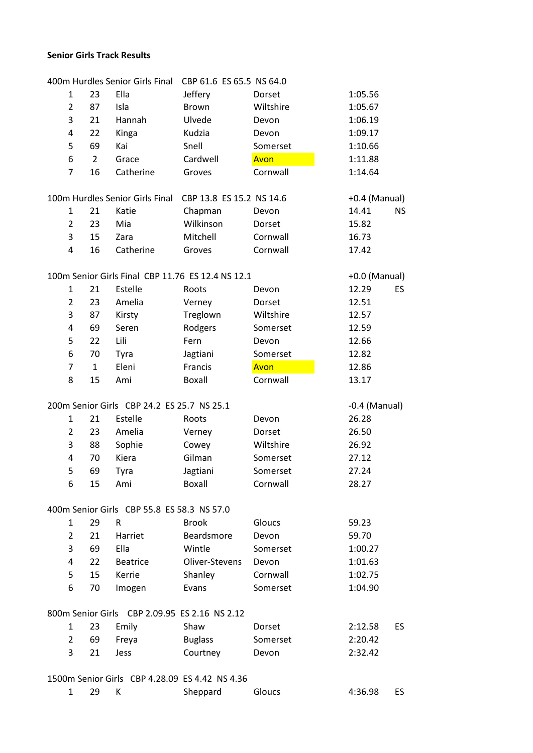**Senior Girls Track Results**

400m Hurdles Senior Girls Final CBP 61.6 ES 65.5 NS 64.0

| | | | | | | |
|---|---|---|---|---|---|---|
| 1 | 23 | Ella | Jeffery | Dorset | 1:05.56 | |
| 2 | 87 | Isla | Brown | Wiltshire | 1:05.67 | |
| 3 | 21 | Hannah | Ulvede | Devon | 1:06.19 | |
| 4 | 22 | Kinga | Kudzia | Devon | 1:09.17 | |
| 5 | 69 | Kai | Snell | Somerset | 1:10.66 | |
| 6 | 2 | Grace | Cardwell | Avon | 1:11.88 | |
| 7 | 16 | Catherine | Groves | Cornwall | 1:14.64 | |

100m Hurdles Senior Girls Final CBP 13.8 ES 15.2 NS 14.6 +0.4 (Manual)

| | | | | | | |
|---|---|---|---|---|---|---|
| 1 | 21 | Katie | Chapman | Devon | 14.41 | NS |
| 2 | 23 | Mia | Wilkinson | Dorset | 15.82 | |
| 3 | 15 | Zara | Mitchell | Cornwall | 16.73 | |
| 4 | 16 | Catherine | Groves | Cornwall | 17.42 | |

100m Senior Girls Final CBP 11.76 ES 12.4 NS 12.1 +0.0 (Manual)

| | | | | | | |
|---|---|---|---|---|---|---|
| 1 | 21 | Estelle | Roots | Devon | 12.29 | ES |
| 2 | 23 | Amelia | Verney | Dorset | 12.51 | |
| 3 | 87 | Kirsty | Treglown | Wiltshire | 12.57 | |
| 4 | 69 | Seren | Rodgers | Somerset | 12.59 | |
| 5 | 22 | Lili | Fern | Devon | 12.66 | |
| 6 | 70 | Tyra | Jagtiani | Somerset | 12.82 | |
| 7 | 1 | Eleni | Francis | Avon | 12.86 | |
| 8 | 15 | Ami | Boxall | Cornwall | 13.17 | |

200m Senior Girls CBP 24.2 ES 25.7 NS 25.1 -0.4 (Manual)

| | | | | | |
|---|---|---|---|---|---|
| 1 | 21 | Estelle | Roots | Devon | 26.28 |
| 2 | 23 | Amelia | Verney | Dorset | 26.50 |
| 3 | 88 | Sophie | Cowey | Wiltshire | 26.92 |
| 4 | 70 | Kiera | Gilman | Somerset | 27.12 |
| 5 | 69 | Tyra | Jagtiani | Somerset | 27.24 |
| 6 | 15 | Ami | Boxall | Cornwall | 28.27 |

400m Senior Girls CBP 55.8 ES 58.3 NS 57.0

| | | | | | |
|---|---|---|---|---|---|
| 1 | 29 | R | Brook | Gloucs | 59.23 |
| 2 | 21 | Harriet | Beardsmore | Devon | 59.70 |
| 3 | 69 | Ella | Wintle | Somerset | 1:00.27 |
| 4 | 22 | Beatrice | Oliver-Stevens | Devon | 1:01.63 |
| 5 | 15 | Kerrie | Shanley | Cornwall | 1:02.75 |
| 6 | 70 | Imogen | Evans | Somerset | 1:04.90 |

800m Senior Girls CBP 2.09.95 ES 2.16 NS 2.12

| | | | | | | |
|---|---|---|---|---|---|---|
| 1 | 23 | Emily | Shaw | Dorset | 2:12.58 | ES |
| 2 | 69 | Freya | Buglass | Somerset | 2:20.42 | |
| 3 | 21 | Jess | Courtney | Devon | 2:32.42 | |

1500m Senior Girls CBP 4.28.09 ES 4.42 NS 4.36

| | | | | | | |
|---|---|---|---|---|---|---|
| 1 | 29 | K | Sheppard | Gloucs | 4:36.98 | ES |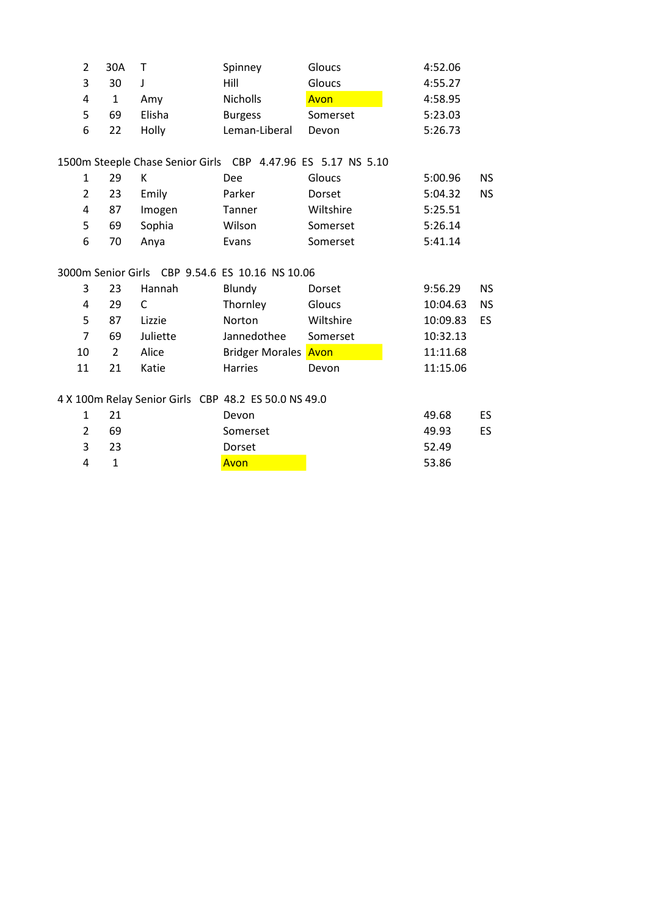| | | | | | | |
|---|---|---|---|---|---|---|
| 2 | 30A | T | Spinney | Gloucs | 4:52.06 | |
| 3 | 30 | J | Hill | Gloucs | 4:55.27 | |
| 4 | 1 | Amy | Nicholls | Avon | 4:58.95 | |
| 5 | 69 | Elisha | Burgess | Somerset | 5:23.03 | |
| 6 | 22 | Holly | Leman-Liberal | Devon | 5:26.73 | |

1500m Steeple Chase Senior Girls CBP 4.47.96 ES 5.17 NS 5.10

| | | | | | | |
|---|---|---|---|---|---|---|
| 1 | 29 | K | Dee | Gloucs | 5:00.96 | NS |
| 2 | 23 | Emily | Parker | Dorset | 5:04.32 | NS |
| 4 | 87 | Imogen | Tanner | Wiltshire | 5:25.51 | |
| 5 | 69 | Sophia | Wilson | Somerset | 5:26.14 | |
| 6 | 70 | Anya | Evans | Somerset | 5:41.14 | |

3000m Senior Girls CBP 9.54.6 ES 10.16 NS 10.06

| | | | | | | |
|---|---|---|---|---|---|---|
| 3 | 23 | Hannah | Blundy | Dorset | 9:56.29 | NS |
| 4 | 29 | C | Thornley | Gloucs | 10:04.63 | NS |
| 5 | 87 | Lizzie | Norton | Wiltshire | 10:09.83 | ES |
| 7 | 69 | Juliette | Jannedothee | Somerset | 10:32.13 | |
| 10 | 2 | Alice | Bridger Morales | Avon | 11:11.68 | |
| 11 | 21 | Katie | Harries | Devon | 11:15.06 | |

4 X 100m Relay Senior Girls CBP 48.2 ES 50.0 NS 49.0

| | | | | |
|---|---|---|---|---|
| 1 | 21 | Devon | 49.68 | ES |
| 2 | 69 | Somerset | 49.93 | ES |
| 3 | 23 | Dorset | 52.49 | |
| 4 | 1 | Avon | 53.86 | |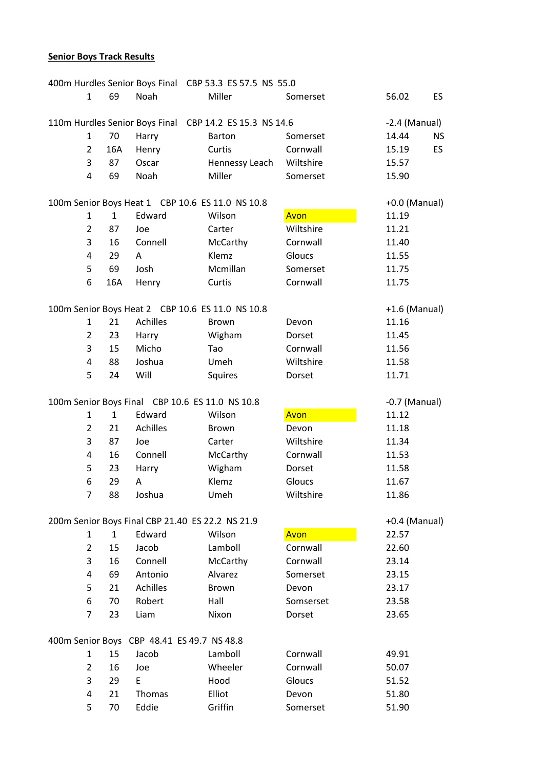**Senior Boys Track Results**

400m Hurdles Senior Boys Final CBP 53.3 ES 57.5 NS 55.0

| | | | | | | |
|---|---|---|---|---|---|---|
| 1 | 69 | Noah | Miller | Somerset | 56.02 | ES |

110m Hurdles Senior Boys Final CBP 14.2 ES 15.3 NS 14.6 — -2.4 (Manual)

| | | | | | | |
|---|---|---|---|---|---|---|
| 1 | 70 | Harry | Barton | Somerset | 14.44 | NS |
| 2 | 16A | Henry | Curtis | Cornwall | 15.19 | ES |
| 3 | 87 | Oscar | Hennessy Leach | Wiltshire | 15.57 | |
| 4 | 69 | Noah | Miller | Somerset | 15.90 | |

100m Senior Boys Heat 1 CBP 10.6 ES 11.0 NS 10.8 — +0.0 (Manual)

| | | | | | |
|---|---|---|---|---|---|
| 1 | 1 | Edward | Wilson | Avon | 11.19 |
| 2 | 87 | Joe | Carter | Wiltshire | 11.21 |
| 3 | 16 | Connell | McCarthy | Cornwall | 11.40 |
| 4 | 29 | A | Klemz | Gloucs | 11.55 |
| 5 | 69 | Josh | Mcmillan | Somerset | 11.75 |
| 6 | 16A | Henry | Curtis | Cornwall | 11.75 |

100m Senior Boys Heat 2 CBP 10.6 ES 11.0 NS 10.8 — +1.6 (Manual)

| | | | | | |
|---|---|---|---|---|---|
| 1 | 21 | Achilles | Brown | Devon | 11.16 |
| 2 | 23 | Harry | Wigham | Dorset | 11.45 |
| 3 | 15 | Micho | Tao | Cornwall | 11.56 |
| 4 | 88 | Joshua | Umeh | Wiltshire | 11.58 |
| 5 | 24 | Will | Squires | Dorset | 11.71 |

100m Senior Boys Final CBP 10.6 ES 11.0 NS 10.8 — -0.7 (Manual)

| | | | | | |
|---|---|---|---|---|---|
| 1 | 1 | Edward | Wilson | Avon | 11.12 |
| 2 | 21 | Achilles | Brown | Devon | 11.18 |
| 3 | 87 | Joe | Carter | Wiltshire | 11.34 |
| 4 | 16 | Connell | McCarthy | Cornwall | 11.53 |
| 5 | 23 | Harry | Wigham | Dorset | 11.58 |
| 6 | 29 | A | Klemz | Gloucs | 11.67 |
| 7 | 88 | Joshua | Umeh | Wiltshire | 11.86 |

200m Senior Boys Final CBP 21.40 ES 22.2 NS 21.9 — +0.4 (Manual)

| | | | | | |
|---|---|---|---|---|---|
| 1 | 1 | Edward | Wilson | Avon | 22.57 |
| 2 | 15 | Jacob | Lamboll | Cornwall | 22.60 |
| 3 | 16 | Connell | McCarthy | Cornwall | 23.14 |
| 4 | 69 | Antonio | Alvarez | Somerset | 23.15 |
| 5 | 21 | Achilles | Brown | Devon | 23.17 |
| 6 | 70 | Robert | Hall | Somserset | 23.58 |
| 7 | 23 | Liam | Nixon | Dorset | 23.65 |

400m Senior Boys CBP 48.41 ES 49.7 NS 48.8

| | | | | | |
|---|---|---|---|---|---|
| 1 | 15 | Jacob | Lamboll | Cornwall | 49.91 |
| 2 | 16 | Joe | Wheeler | Cornwall | 50.07 |
| 3 | 29 | E | Hood | Gloucs | 51.52 |
| 4 | 21 | Thomas | Elliot | Devon | 51.80 |
| 5 | 70 | Eddie | Griffin | Somerset | 51.90 |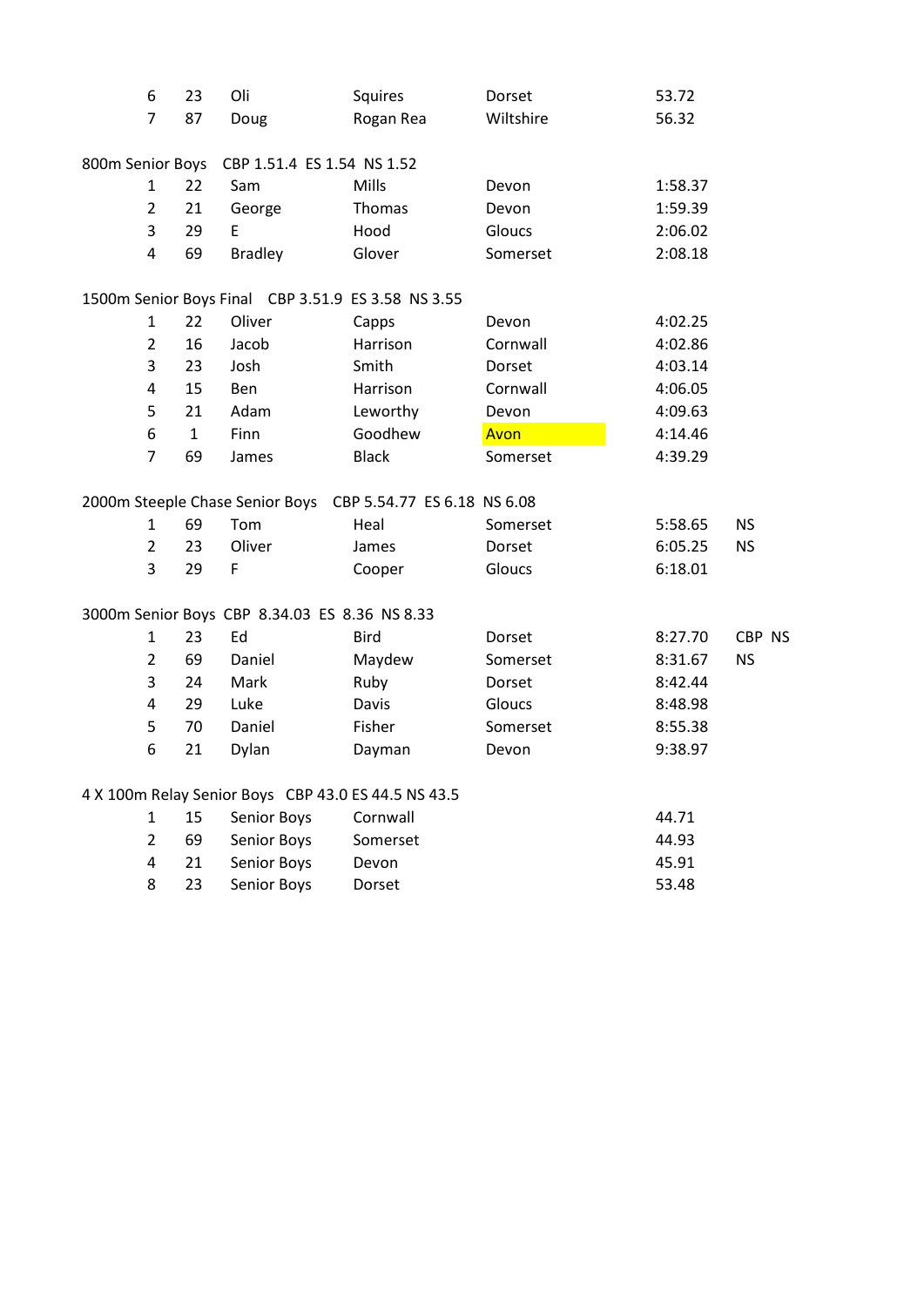| | | | | | | |
|---|---|---|---|---|---|---|
| 6 | 23 | Oli | Squires | Dorset | 53.72 | |
| 7 | 87 | Doug | Rogan Rea | Wiltshire | 56.32 | |

800m Senior Boys CBP 1.51.4 ES 1.54 NS 1.52

| | | | | | | |
|---|---|---|---|---|---|---|
| 1 | 22 | Sam | Mills | Devon | 1:58.37 | |
| 2 | 21 | George | Thomas | Devon | 1:59.39 | |
| 3 | 29 | E | Hood | Gloucs | 2:06.02 | |
| 4 | 69 | Bradley | Glover | Somerset | 2:08.18 | |

1500m Senior Boys Final CBP 3.51.9 ES 3.58 NS 3.55

| | | | | | | |
|---|---|---|---|---|---|---|
| 1 | 22 | Oliver | Capps | Devon | 4:02.25 | |
| 2 | 16 | Jacob | Harrison | Cornwall | 4:02.86 | |
| 3 | 23 | Josh | Smith | Dorset | 4:03.14 | |
| 4 | 15 | Ben | Harrison | Cornwall | 4:06.05 | |
| 5 | 21 | Adam | Leworthy | Devon | 4:09.63 | |
| 6 | 1 | Finn | Goodhew | Avon | 4:14.46 | |
| 7 | 69 | James | Black | Somerset | 4:39.29 | |

2000m Steeple Chase Senior Boys CBP 5.54.77 ES 6.18 NS 6.08

| | | | | | | |
|---|---|---|---|---|---|---|
| 1 | 69 | Tom | Heal | Somerset | 5:58.65 | NS |
| 2 | 23 | Oliver | James | Dorset | 6:05.25 | NS |
| 3 | 29 | F | Cooper | Gloucs | 6:18.01 | |

3000m Senior Boys CBP 8.34.03 ES 8.36 NS 8.33

| | | | | | | |
|---|---|---|---|---|---|---|
| 1 | 23 | Ed | Bird | Dorset | 8:27.70 | CBP NS |
| 2 | 69 | Daniel | Maydew | Somerset | 8:31.67 | NS |
| 3 | 24 | Mark | Ruby | Dorset | 8:42.44 | |
| 4 | 29 | Luke | Davis | Gloucs | 8:48.98 | |
| 5 | 70 | Daniel | Fisher | Somerset | 8:55.38 | |
| 6 | 21 | Dylan | Dayman | Devon | 9:38.97 | |

4 X 100m Relay Senior Boys CBP 43.0 ES 44.5 NS 43.5

| | | | | |
|---|---|---|---|---|
| 1 | 15 | Senior Boys | Cornwall | 44.71 |
| 2 | 69 | Senior Boys | Somerset | 44.93 |
| 4 | 21 | Senior Boys | Devon | 45.91 |
| 8 | 23 | Senior Boys | Dorset | 53.48 |